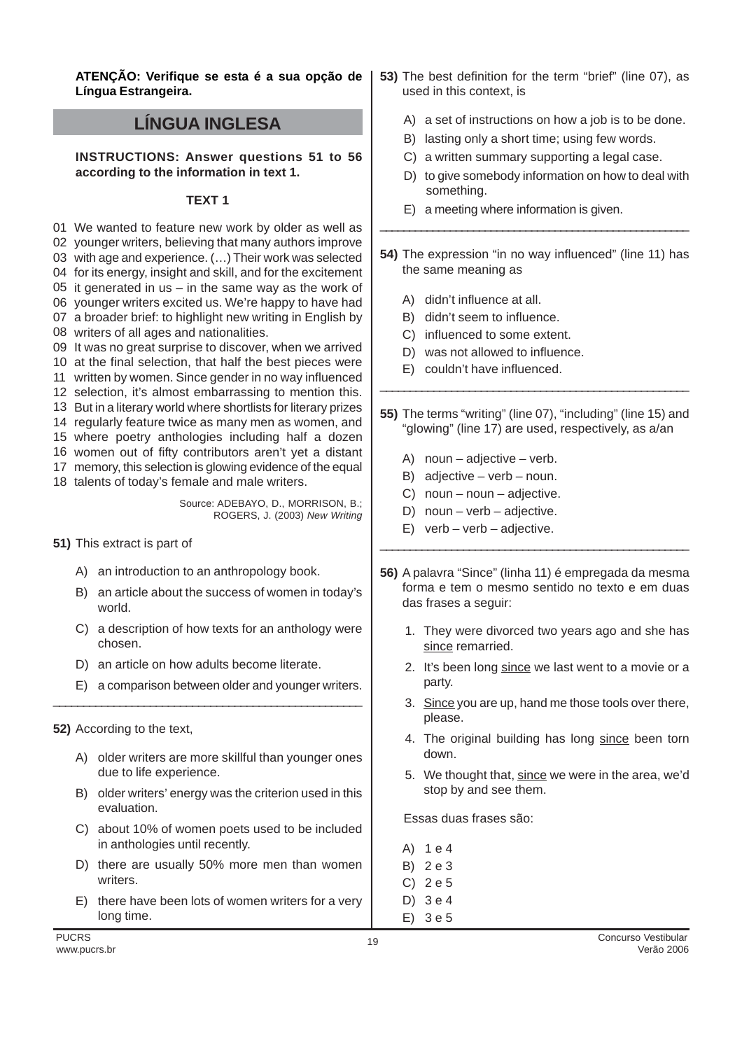**ATENÇÃO: Verifique se esta é a sua opção de Língua Estrangeira.**

# LÍNGUA INGLESA

**INSTRUCTIONS: Answer questions 51 to 56 according to the information in text 1.**

## TEXT 1

01 We wanted to feature new work by older as well as
02 younger writers, believing that many authors improve
03 with age and experience. (…) Their work was selected
04 for its energy, insight and skill, and for the excitement
05 it generated in us – in the same way as the work of
06 younger writers excited us. We're happy to have had
07 a broader brief: to highlight new writing in English by
08 writers of all ages and nationalities.
09 It was no great surprise to discover, when we arrived
10 at the final selection, that half the best pieces were
11 written by women. Since gender in no way influenced
12 selection, it's almost embarrassing to mention this.
13 But in a literary world where shortlists for literary prizes
14 regularly feature twice as many men as women, and
15 where poetry anthologies including half a dozen
16 women out of fifty contributors aren't yet a distant
17 memory, this selection is glowing evidence of the equal
18 talents of today's female and male writers.

Source: ADEBAYO, D., MORRISON, B.; ROGERS, J. (2003) *New Writing*

**51)** This extract is part of

A) an introduction to an anthropology book.
B) an article about the success of women in today's world.
C) a description of how texts for an anthology were chosen.
D) an article on how adults become literate.
E) a comparison between older and younger writers.

---

**52)** According to the text,

A) older writers are more skillful than younger ones due to life experience.
B) older writers' energy was the criterion used in this evaluation.
C) about 10% of women poets used to be included in anthologies until recently.
D) there are usually 50% more men than women writers.
E) there have been lots of women writers for a very long time.

**53)** The best definition for the term "brief" (line 07), as used in this context, is

A) a set of instructions on how a job is to be done.
B) lasting only a short time; using few words.
C) a written summary supporting a legal case.
D) to give somebody information on how to deal with something.
E) a meeting where information is given.

---

**54)** The expression "in no way influenced" (line 11) has the same meaning as

A) didn't influence at all.
B) didn't seem to influence.
C) influenced to some extent.
D) was not allowed to influence.
E) couldn't have influenced.

---

**55)** The terms "writing" (line 07), "including" (line 15) and "glowing" (line 17) are used, respectively, as a/an

A) noun – adjective – verb.
B) adjective – verb – noun.
C) noun – noun – adjective.
D) noun – verb – adjective.
E) verb – verb – adjective.

---

**56)** A palavra "Since" (linha 11) é empregada da mesma forma e tem o mesmo sentido no texto e em duas das frases a seguir:

1. They were divorced two years ago and she has since remarried.
2. It's been long since we last went to a movie or a party.
3. Since you are up, hand me those tools over there, please.
4. The original building has long since been torn down.
5. We thought that, since we were in the area, we'd stop by and see them.

Essas duas frases são:

A) 1 e 4
B) 2 e 3
C) 2 e 5
D) 3 e 4
E) 3 e 5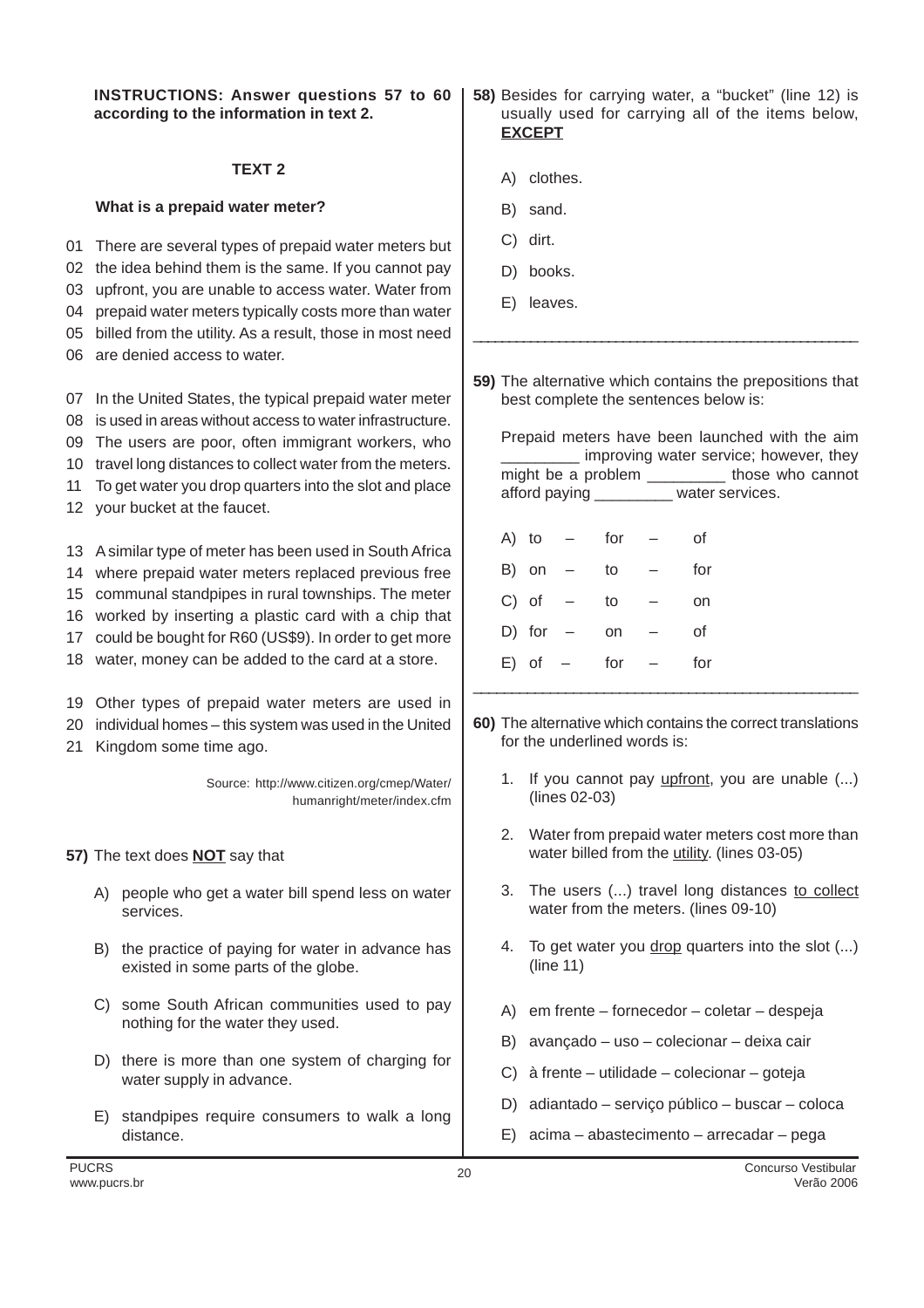**INSTRUCTIONS: Answer questions 57 to 60 according to the information in text 2.**

**TEXT 2**

**What is a prepaid water meter?**

01 There are several types of prepaid water meters but
02 the idea behind them is the same. If you cannot pay
03 upfront, you are unable to access water. Water from
04 prepaid water meters typically costs more than water
05 billed from the utility. As a result, those in most need
06 are denied access to water.

07 In the United States, the typical prepaid water meter
08 is used in areas without access to water infrastructure.
09 The users are poor, often immigrant workers, who
10 travel long distances to collect water from the meters.
11 To get water you drop quarters into the slot and place
12 your bucket at the faucet.

13 A similar type of meter has been used in South Africa
14 where prepaid water meters replaced previous free
15 communal standpipes in rural townships. The meter
16 worked by inserting a plastic card with a chip that
17 could be bought for R60 (US$9). In order to get more
18 water, money can be added to the card at a store.

19 Other types of prepaid water meters are used in
20 individual homes – this system was used in the United
21 Kingdom some time ago.

Source: http://www.citizen.org/cmep/Water/humanright/meter/index.cfm

**57)** The text does **NOT** say that

A) people who get a water bill spend less on water services.

B) the practice of paying for water in advance has existed in some parts of the globe.

C) some South African communities used to pay nothing for the water they used.

D) there is more than one system of charging for water supply in advance.

E) standpipes require consumers to walk a long distance.

**58)** Besides for carrying water, a "bucket" (line 12) is usually used for carrying all of the items below, **EXCEPT**

A) clothes.

B) sand.

C) dirt.

D) books.

E) leaves.

---

**59)** The alternative which contains the prepositions that best complete the sentences below is:

Prepaid meters have been launched with the aim _________ improving water service; however, they might be a problem _________ those who cannot afford paying _________ water services.

A) to – for – of

B) on – to – for

C) of – to – on

D) for – on – of

E) of – for – for

---

**60)** The alternative which contains the correct translations for the underlined words is:

1. If you cannot pay upfront, you are unable (...) (lines 02-03)

2. Water from prepaid water meters cost more than water billed from the utility. (lines 03-05)

3. The users (...) travel long distances to collect water from the meters. (lines 09-10)

4. To get water you drop quarters into the slot (...) (line 11)

A) em frente – fornecedor – coletar – despeja

B) avançado – uso – colecionar – deixa cair

C) à frente – utilidade – colecionar – goteja

D) adiantado – serviço público – buscar – coloca

E) acima – abastecimento – arrecadar – pega